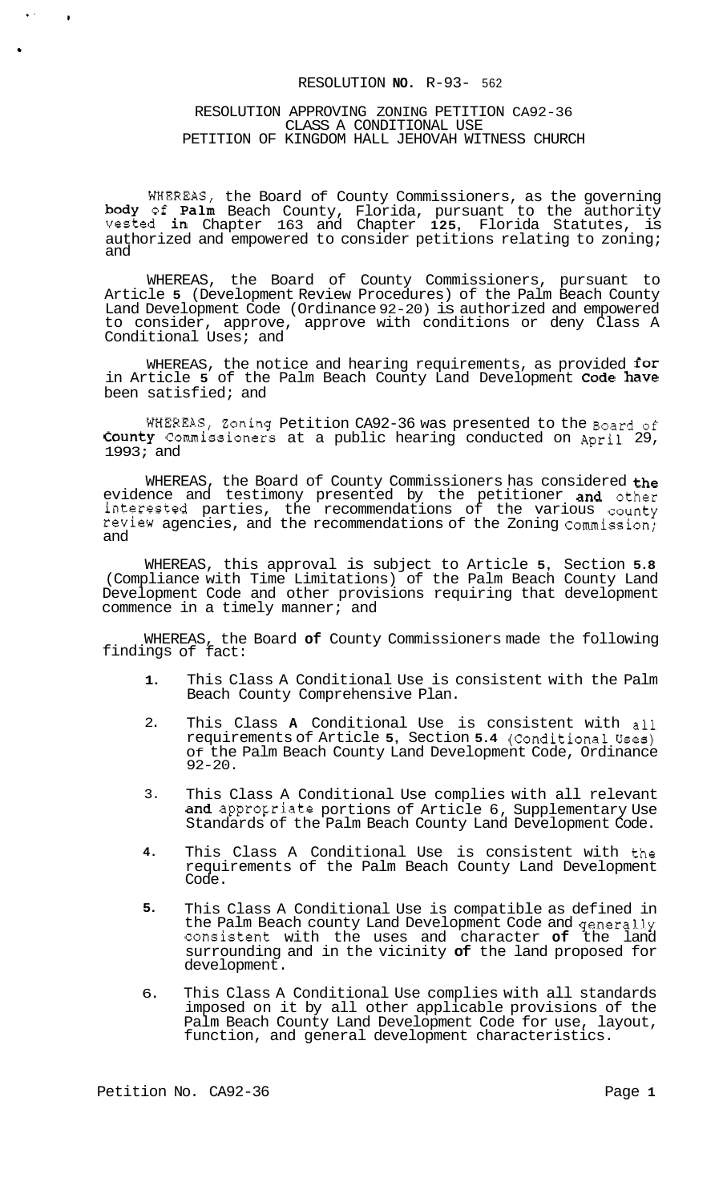# RESOLUTION NO. R-93- 562

## RESOLUTION APPROVING ZONING PETITION CA92-36 CLASS A CONDITIONAL USE PETITION OF KINGDOM HALL JEHOVAH WITNESS CHURCH

WHEREAS, the Board of County Commissioners, as the governing body of Palm Beach County, Florida, pursuant to the authority vested in Chapter 163 and Chapter 125, Florida Statutes, is authorized and empowered to consider petitions relating to zoning; and

WHEREAS, the Board of County Commissioners, pursuant to Article 5 (Development Review Procedures) of the Palm Beach County Land Development Code (Ordinance 92-20) is authorized and empowered to consider, approve, approve with conditions or deny Class A Conditional Uses; and

WHEREAS, the notice and hearing requirements, as provided for in Article 5 of the Palm Beach County Land Development Code have been satisfied; and

WHEREAS, Zoning Petition CA92-36 was presented to the Board of County Commissioners at a public hearing conducted on April 29, 1993; and

WHEREAS, the Board of County Commissioners has considered the evidence and testimony presented by the petitioner and other interested parties, the recommendations of the various county review agencies, and the recommendations of the Zoning Commission; and

WHEREAS, this approval is subject to Article 5, Section 5.8 (Compliance with Time Limitations) of the Palm Beach County Land Development Code and other provisions requiring that development commence in a timely manner; and

WHEREAS, the Board of County Commissioners made the following findings of fact:

1. This Class A Conditional Use is consistent with the Palm Beach County Comprehensive Plan.
2. This Class A Conditional Use is consistent with all requirements of Article 5, Section 5.4 (Conditional Uses) of the Palm Beach County Land Development Code, Ordinance 92-20.
3. This Class A Conditional Use complies with all relevant and appropriate portions of Article 6, Supplementary Use Standards of the Palm Beach County Land Development Code.
4. This Class A Conditional Use is consistent with the requirements of the Palm Beach County Land Development Code.
5. This Class A Conditional Use is compatible as defined in the Palm Beach county Land Development Code and generally consistent with the uses and character of the land surrounding and in the vicinity of the land proposed for development.
6. This Class A Conditional Use complies with all standards imposed on it by all other applicable provisions of the Palm Beach County Land Development Code for use, layout, function, and general development characteristics.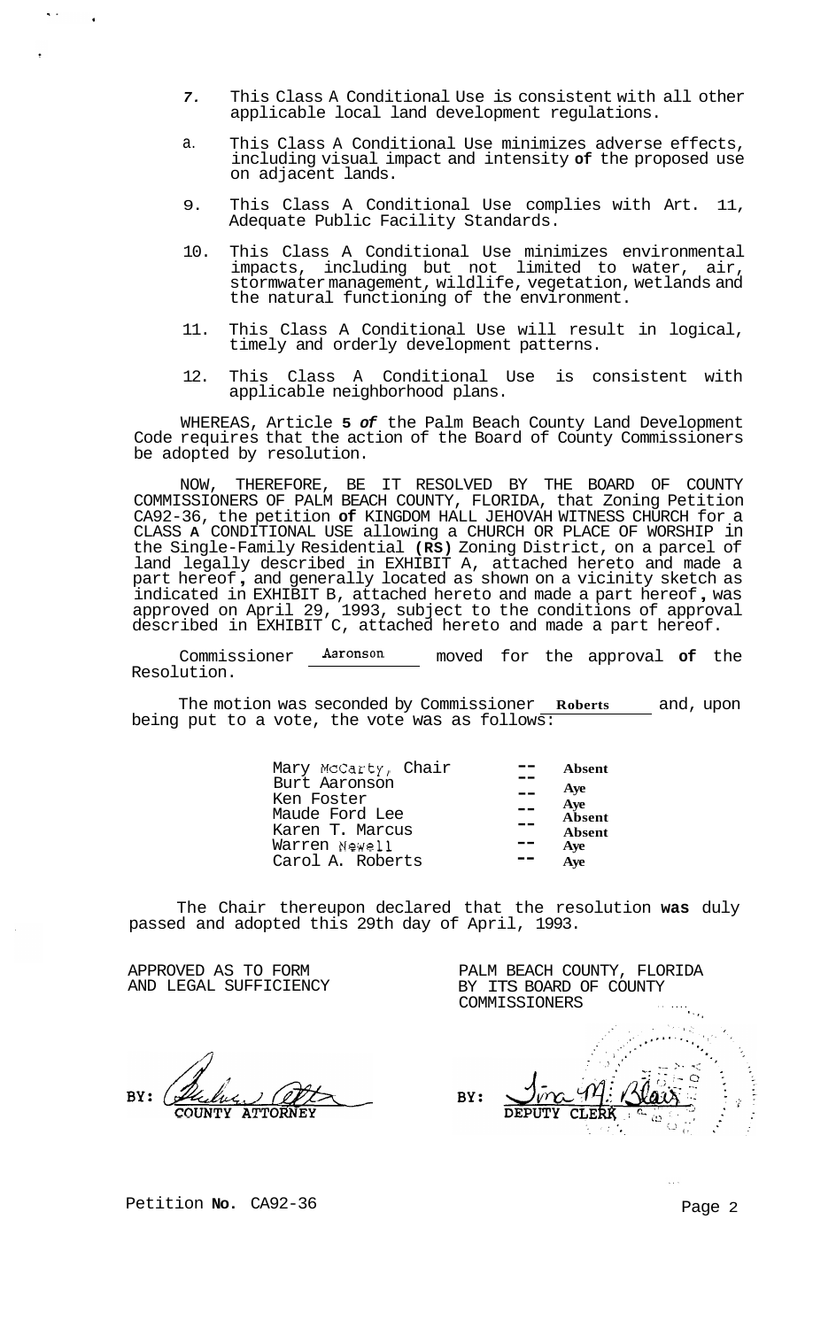7. This Class A Conditional Use is consistent with all other applicable local land development regulations.

a. This Class A Conditional Use minimizes adverse effects, including visual impact and intensity **of** the proposed use on adjacent lands.

9. This Class A Conditional Use complies with Art. 11, Adequate Public Facility Standards.

10. This Class A Conditional Use minimizes environmental impacts, including but not limited to water, air, stormwater management, wildlife, vegetation, wetlands and the natural functioning of the environment.

11. This Class A Conditional Use will result in logical, timely and orderly development patterns.

12. This Class A Conditional Use is consistent with applicable neighborhood plans.

WHEREAS, Article **5** ***of*** the Palm Beach County Land Development Code requires that the action of the Board of County Commissioners be adopted by resolution.

NOW, THEREFORE, BE IT RESOLVED BY THE BOARD OF COUNTY COMMISSIONERS OF PALM BEACH COUNTY, FLORIDA, that Zoning Petition CA92-36, the petition **of** KINGDOM HALL JEHOVAH WITNESS CHURCH for a CLASS **A** CONDITIONAL USE allowing a CHURCH OR PLACE OF WORSHIP in the Single-Family Residential **(RS)** Zoning District, on a parcel of land legally described in EXHIBIT A, attached hereto and made a part hereof, and generally located as shown on a vicinity sketch as indicated in EXHIBIT B, attached hereto and made a part hereof, was approved on April 29, 1993, subject to the conditions of approval described in EXHIBIT C, attached hereto and made a part hereof.

Commissioner Aaronson moved for the approval **of** the Resolution.

The motion was seconded by Commissioner **Roberts** and, upon being put to a vote, the vote was as follows:

| | | |
|---|---|---|
| Mary McCarty, Chair | -- | **Absent** |
| Burt Aaronson | -- | **Aye** |
| Ken Foster | -- | **Aye** |
| Maude Ford Lee | -- | **Absent** |
| Karen T. Marcus | -- | **Absent** |
| Warren Newell | -- | **Aye** |
| Carol A. Roberts | -- | **Aye** |

The Chair thereupon declared that the resolution **was** duly passed and adopted this 29th day of April, 1993.

APPROVED AS TO FORM
AND LEGAL SUFFICIENCY

BY: COUNTY ATTORNEY

PALM BEACH COUNTY, FLORIDA
BY ITS BOARD OF COUNTY
COMMISSIONERS

BY: DEPUTY CLERK

Petition **No.** CA92-36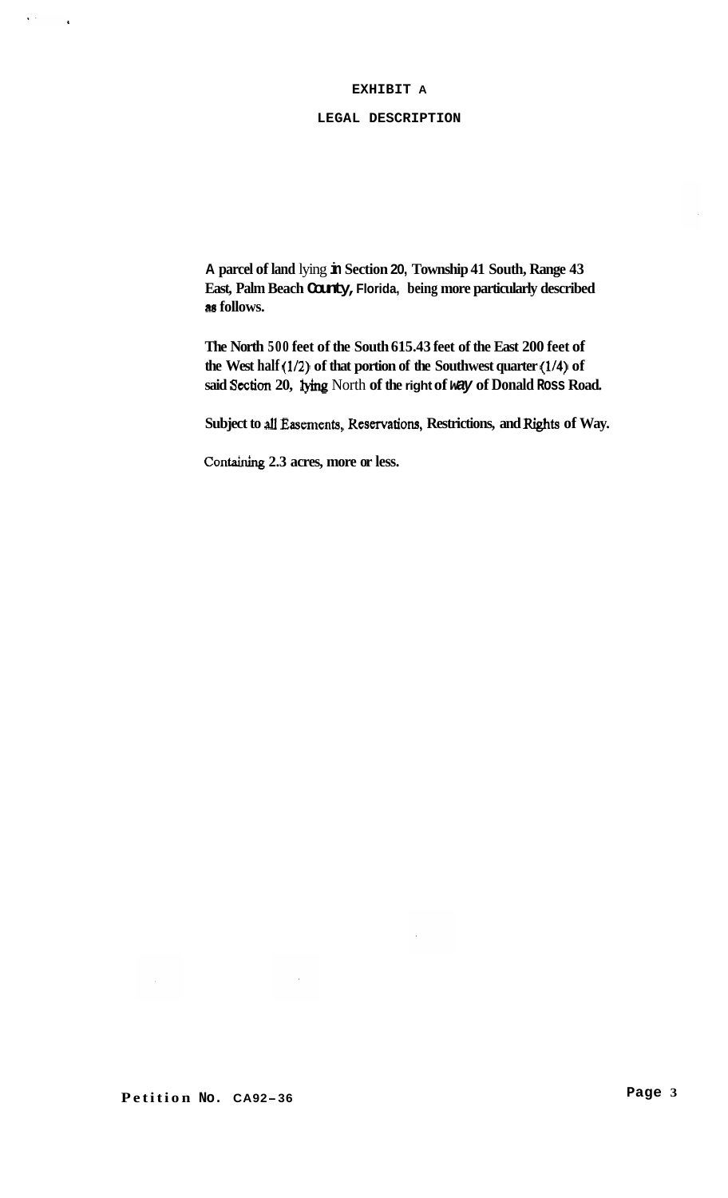# EXHIBIT A

## LEGAL DESCRIPTION

A parcel of land lying in Section 20, Township 41 South, Range 43 East, Palm Beach County, Florida, being more particularly described as follows.

The North 500 feet of the South 615.43 feet of the East 200 feet of the West half (1/2) of that portion of the Southwest quarter (1/4) of said Section 20, lying North of the right of way of Donald Ross Road.

Subject to all Easements, Reservations, Restrictions, and Rights of Way.

Containing 2.3 acres, more or less.

Petition No. CA92-36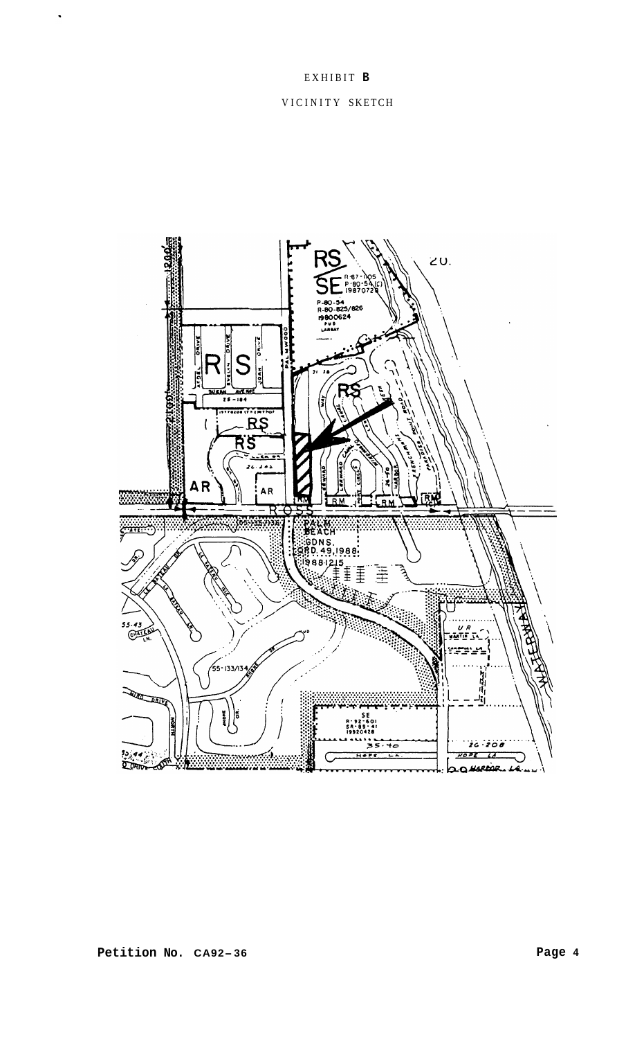EXHIBIT **B**

VICINITY SKETCH

**Petition No.** CA92-36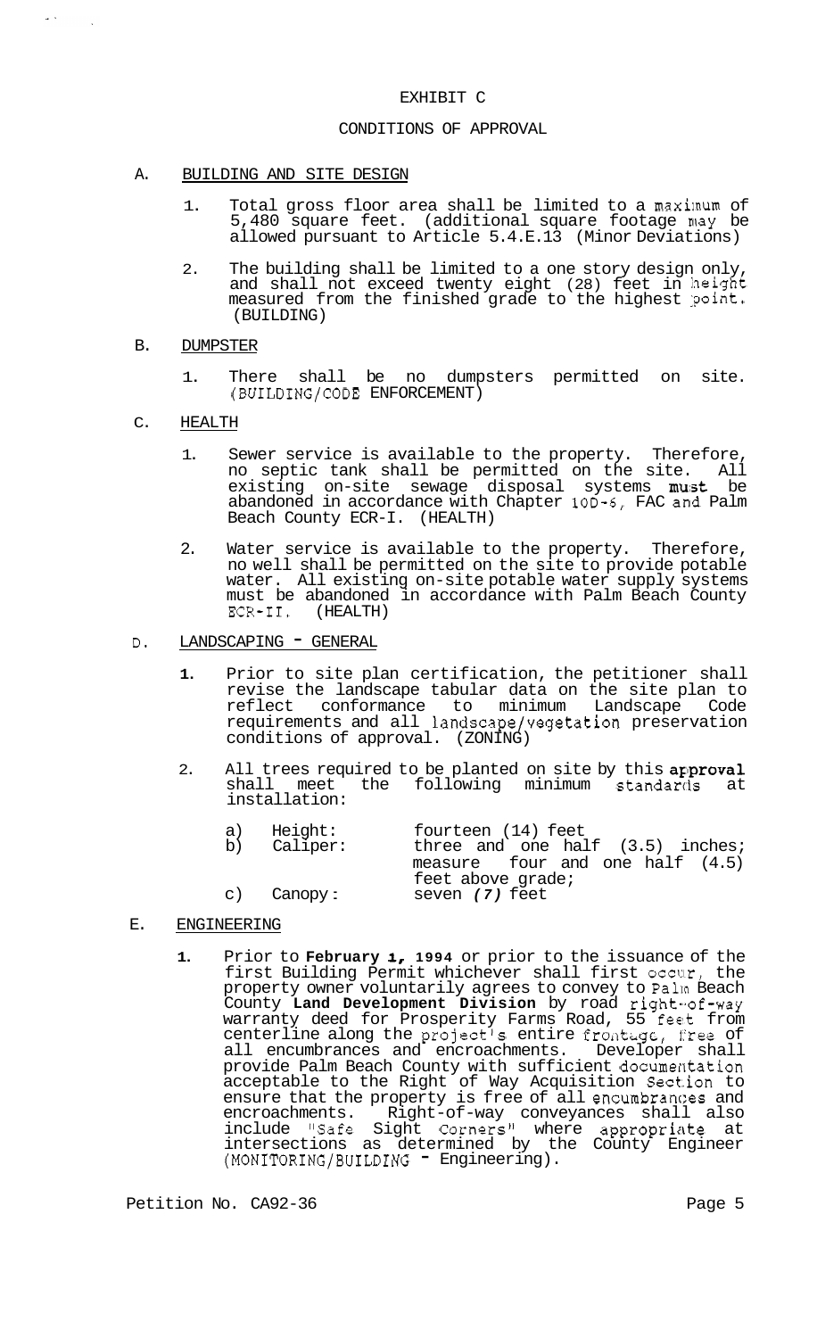# EXHIBIT C

## CONDITIONS OF APPROVAL

A. BUILDING AND SITE DESIGN

1. Total gross floor area shall be limited to a maximum of 5,480 square feet. (additional square footage may be allowed pursuant to Article 5.4.E.13 (Minor Deviations)

2. The building shall be limited to a one story design only, and shall not exceed twenty eight (28) feet in height measured from the finished grade to the highest point. (BUILDING)

B. DUMPSTER

1. There shall be no dumpsters permitted on site. (BUILDING/CODE ENFORCEMENT)

C. HEALTH

1. Sewer service is available to the property. Therefore, no septic tank shall be permitted on the site. All existing on-site sewage disposal systems must be abandoned in accordance with Chapter 10D-6, FAC and Palm Beach County ECR-I. (HEALTH)

2. Water service is available to the property. Therefore, no well shall be permitted on the site to provide potable water. All existing on-site potable water supply systems must be abandoned in accordance with Palm Beach County ECR-II. (HEALTH)

D. LANDSCAPING - GENERAL

1. Prior to site plan certification, the petitioner shall revise the landscape tabular data on the site plan to reflect conformance to minimum Landscape Code requirements and all landscape/vegetation preservation conditions of approval. (ZONING)

2. All trees required to be planted on site by this approval shall meet the following minimum standards at installation:

   a) Height: fourteen (14) feet
   b) Caliper: three and one half (3.5) inches; measure four and one half (4.5) feet above grade;
   c) Canopy: seven *(7)* feet

E. ENGINEERING

1. Prior to **February 1, 1994** or prior to the issuance of the first Building Permit whichever shall first occur, the property owner voluntarily agrees to convey to Palm Beach County **Land Development Division** by road right-of-way warranty deed for Prosperity Farms Road, 55 feet from centerline along the project's entire frontage, free of all encumbrances and encroachments. Developer shall provide Palm Beach County with sufficient documentation acceptable to the Right of Way Acquisition Section to ensure that the property is free of all encumbrances and encroachments. Right-of-way conveyances shall also include "Safe Sight Corners" where appropriate at intersections as determined by the County Engineer (MONITORING/BUILDING - Engineering).

Petition No. CA92-36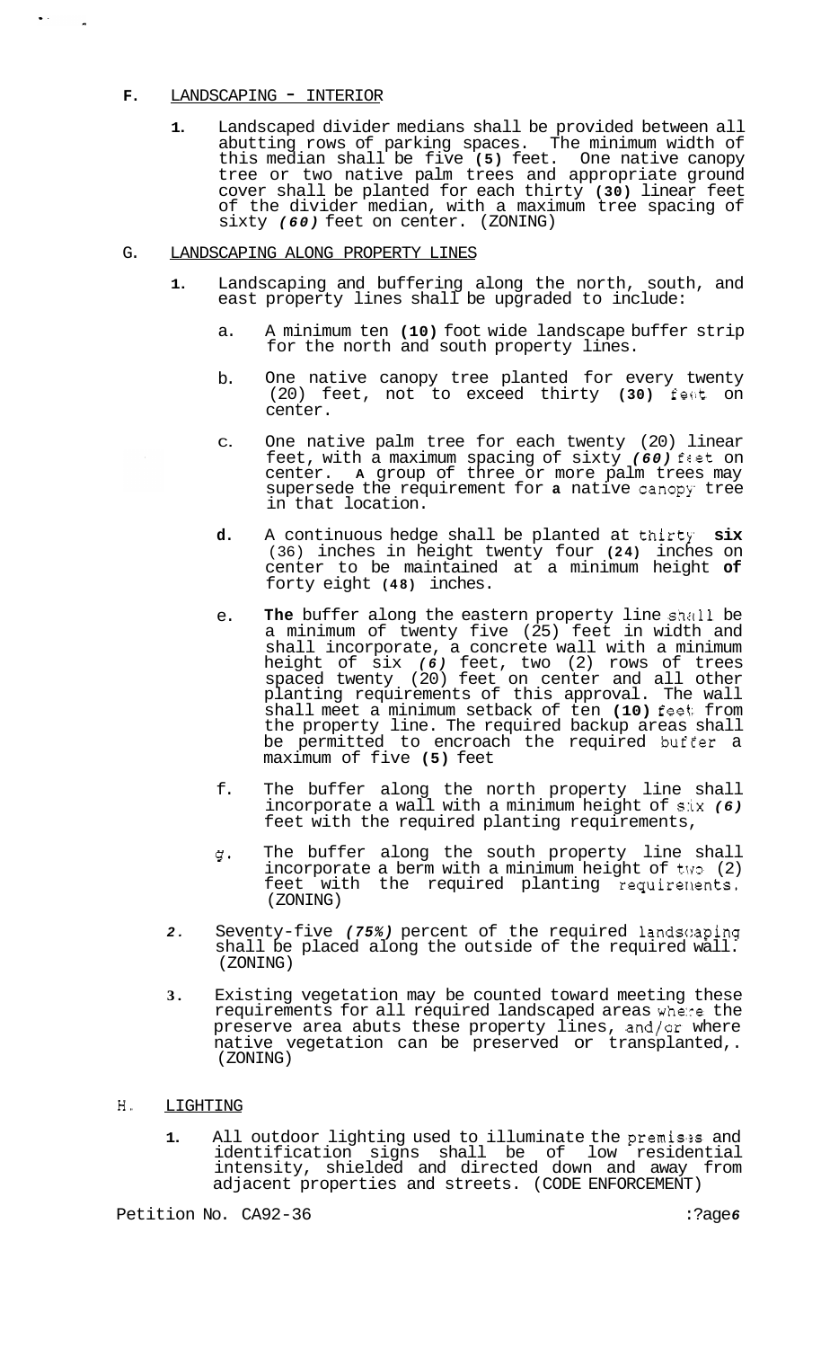**F.** LANDSCAPING - INTERIOR

1. Landscaped divider medians shall be provided between all abutting rows of parking spaces. The minimum width of this median shall be five **(5)** feet. One native canopy tree or two native palm trees and appropriate ground cover shall be planted for each thirty **(30)** linear feet of the divider median, with a maximum tree spacing of sixty *(60)* feet on center. (ZONING)

G. LANDSCAPING ALONG PROPERTY LINES

1. Landscaping and buffering along the north, south, and east property lines shall be upgraded to include:

   a. A minimum ten **(10)** foot wide landscape buffer strip for the north and south property lines.

   b. One native canopy tree planted for every twenty (20) feet, not to exceed thirty **(30)** feet on center.

   c. One native palm tree for each twenty (20) linear feet, with a maximum spacing of sixty *(60)* feet on center. **A** group of three or more palm trees may supersede the requirement for **a** native canopy tree in that location.

   **d.** A continuous hedge shall be planted at thirty **six** (36) inches in height twenty four **(24)** inches on center to be maintained at a minimum height **of** forty eight **(48)** inches.

   e. **The** buffer along the eastern property line shall be a minimum of twenty five (25) feet in width and shall incorporate, a concrete wall with a minimum height of six *(6)* feet, two (2) rows of trees spaced twenty (20) feet on center and all other planting requirements of this approval. The wall shall meet a minimum setback of ten **(10)** feet from the property line. The required backup areas shall be permitted to encroach the required buffer a maximum of five **(5)** feet

   f. The buffer along the north property line shall incorporate a wall with a minimum height of six *(6)* feet with the required planting requirements,

   g. The buffer along the south property line shall incorporate a berm with a minimum height of two (2) feet with the required planting requirements. (ZONING)

*2.* Seventy-five *(75%)* percent of the required landscaping shall be placed along the outside of the required wall. (ZONING)

**3.** Existing vegetation may be counted toward meeting these requirements for all required landscaped areas where the preserve area abuts these property lines, and/or where native vegetation can be preserved or transplanted,. (ZONING)

H. LIGHTING

**1.** All outdoor lighting used to illuminate the premises and identification signs shall be of low residential intensity, shielded and directed down and away from adjacent properties and streets. (CODE ENFORCEMENT)

Petition No. CA92-36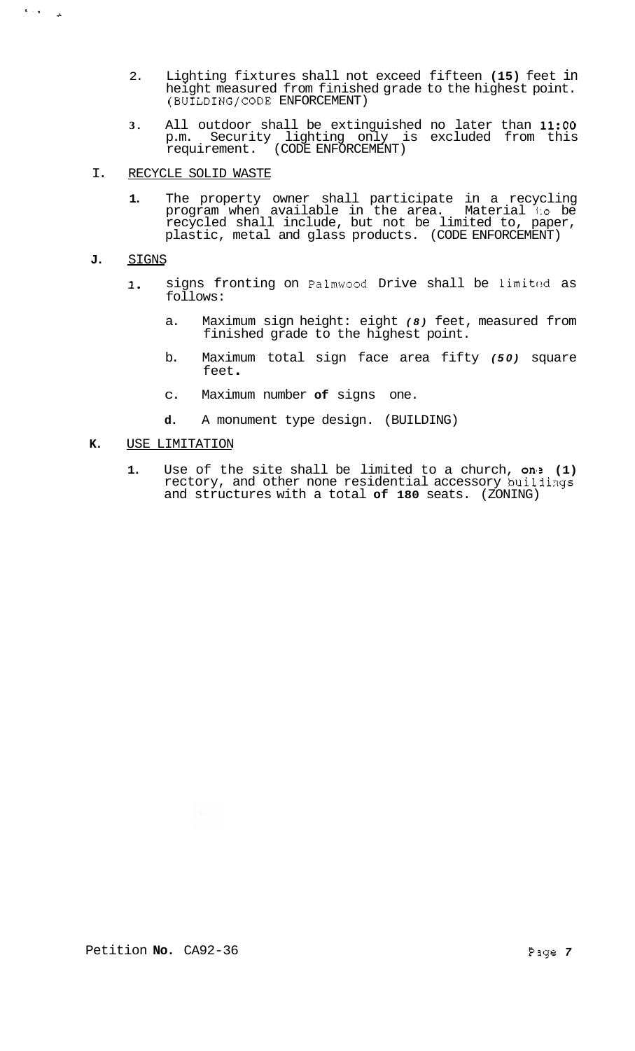2. Lighting fixtures shall not exceed fifteen **(15)** feet in height measured from finished grade to the highest point. (BUILDING/CODE ENFORCEMENT)

3. All outdoor shall be extinguished no later than **11:00** p.m. Security lighting only is excluded from this requirement. (CODE ENFORCEMENT)

I. RECYCLE SOLID WASTE

1. The property owner shall participate in a recycling program when available in the area. Material to be recycled shall include, but not be limited to, paper, plastic, metal and glass products. (CODE ENFORCEMENT)

J. SIGNS

1. signs fronting on Palmwood Drive shall be limited as follows:

   a. Maximum sign height: eight *(8)* feet, measured from finished grade to the highest point.

   b. Maximum total sign face area fifty *(50)* square feet.

   c. Maximum number **of** signs one.

   d. A monument type design. (BUILDING)

K. USE LIMITATION

1. Use of the site shall be limited to a church, one **(1)** rectory, and other none residential accessory buildings and structures with a total **of 180** seats. (ZONING)

Petition **No.** CA92-36